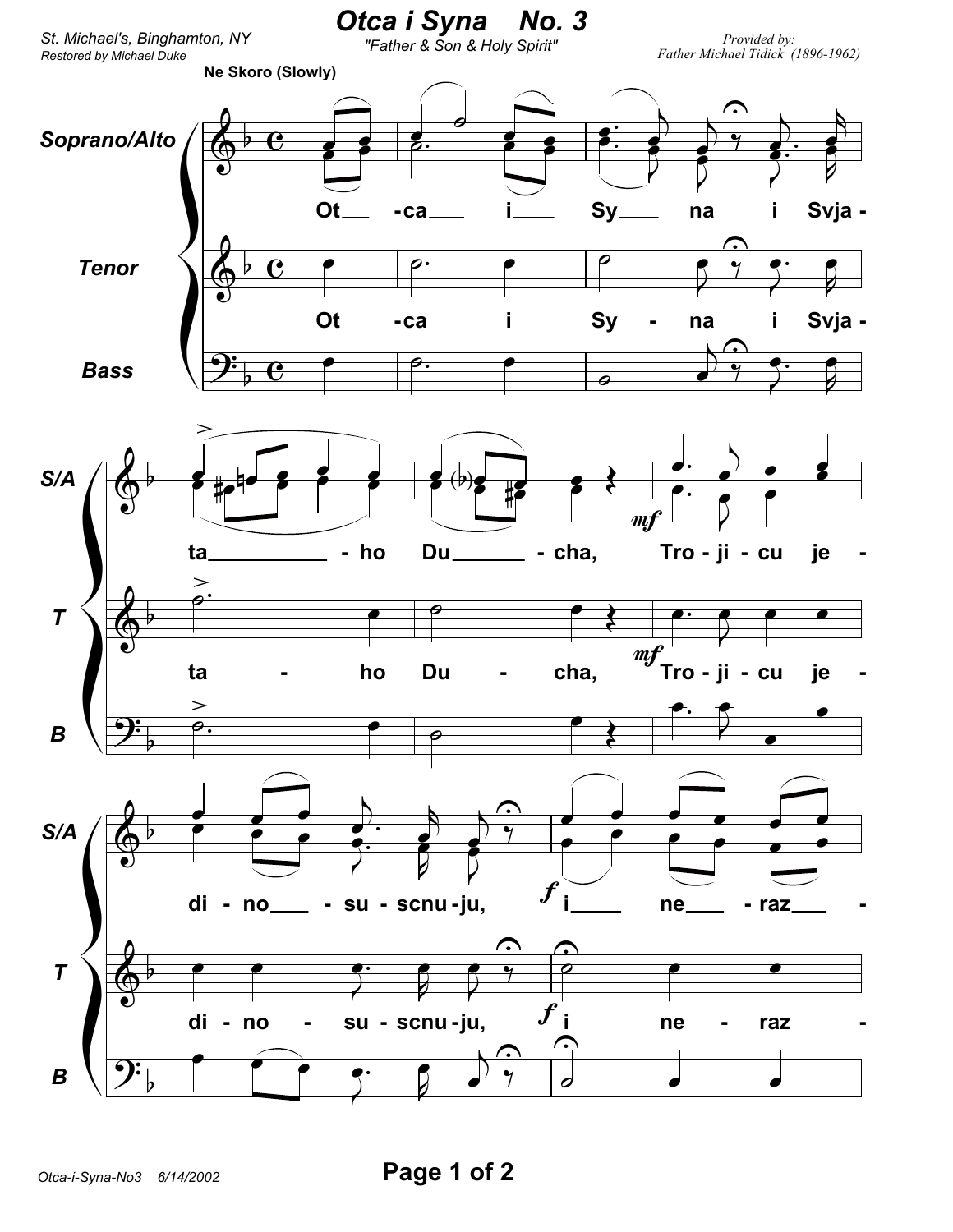# Otca i Syna No. 3

St. Michael's, Binghamton, NY
*Restored by Michael Duke*

"Father & Son & Holy Spirit"

*Provided by:*
*Father Michael Tidick (1896-1962)*

**Ne Skoro (Slowly)**

Soprano/Alto, Tenor, Bass

Ot – ca i Sy – na i Svja – ta – ho Du – cha, Tro – ji – cu je – di – no – su – scnu – ju, i ne – raz –

Otca-i-Syna-No3 6/14/2002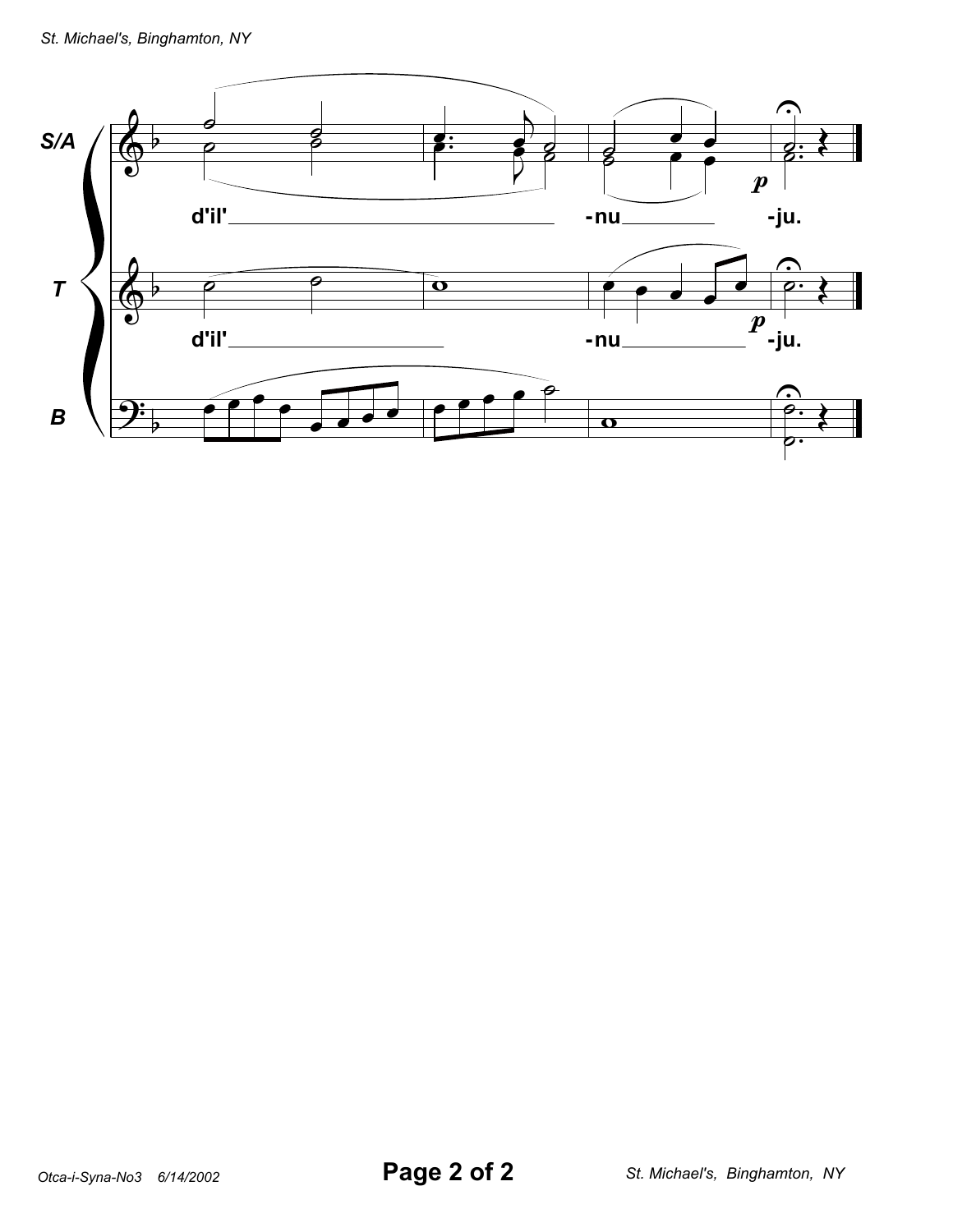S/A

d'il' -nu -ju.

T

d'il' -nu -ju.

B